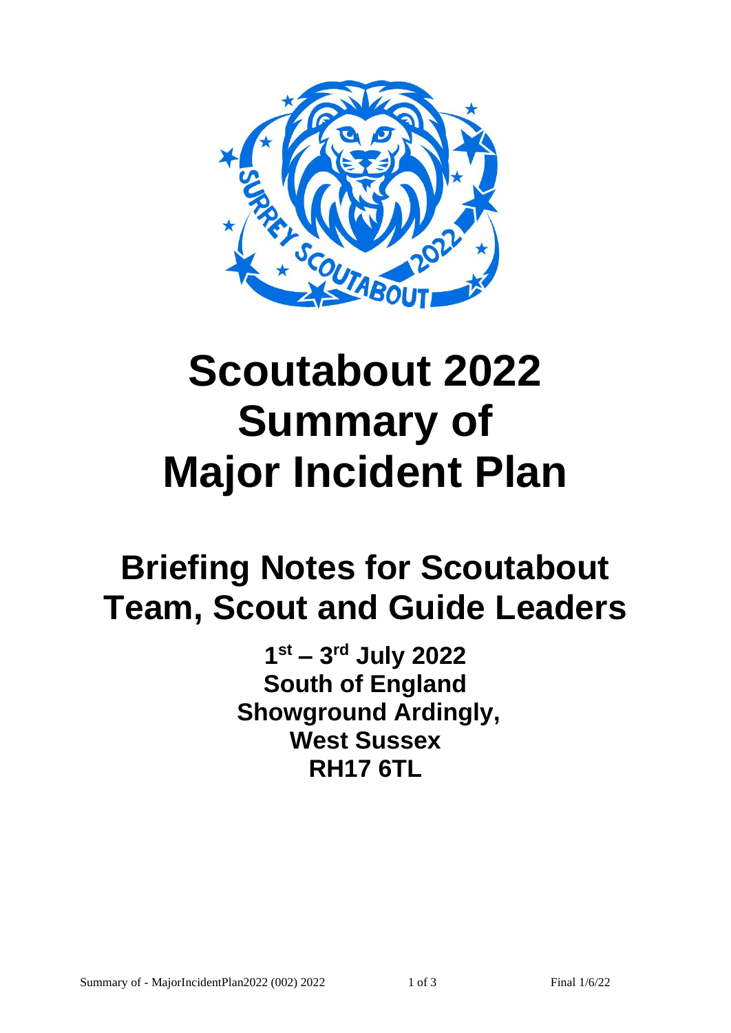# Scoutabout 2022 Summary of Major Incident Plan

## Briefing Notes for Scoutabout Team, Scout and Guide Leaders

**1st – 3rd July 2022**
**South of England Showground Ardingly, West Sussex**
**RH17 6TL**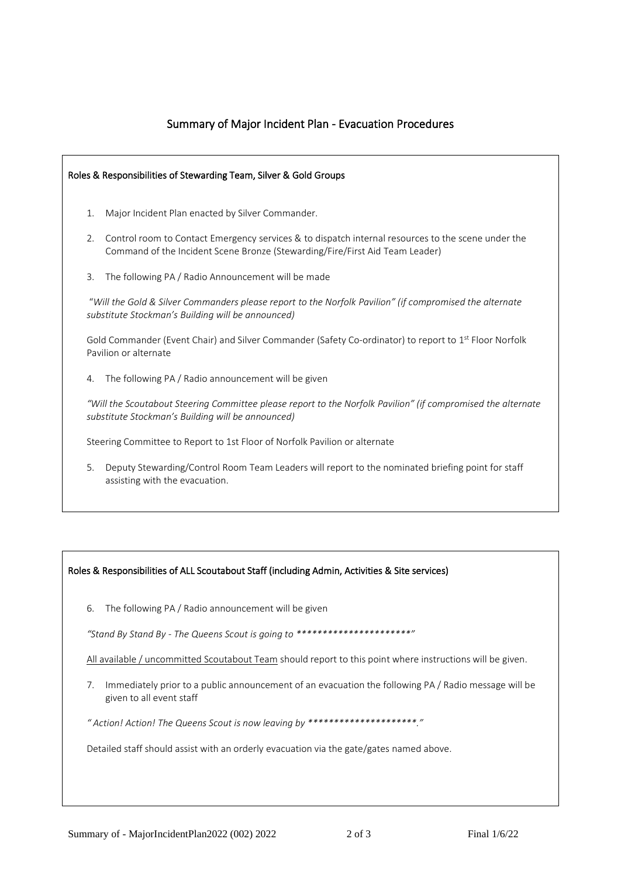# Summary of Major Incident Plan - Evacuation Procedures

## Roles & Responsibilities of Stewarding Team, Silver & Gold Groups

1. Major Incident Plan enacted by Silver Commander.

2. Control room to Contact Emergency services & to dispatch internal resources to the scene under the Command of the Incident Scene Bronze (Stewarding/Fire/First Aid Team Leader)

3. The following PA / Radio Announcement will be made

   *"Will the Gold & Silver Commanders please report to the Norfolk Pavilion" (if compromised the alternate substitute Stockman's Building will be announced)*

   Gold Commander (Event Chair) and Silver Commander (Safety Co-ordinator) to report to 1st Floor Norfolk Pavilion or alternate

4. The following PA / Radio announcement will be given

   *"Will the Scoutabout Steering Committee please report to the Norfolk Pavilion" (if compromised the alternate substitute Stockman's Building will be announced)*

   Steering Committee to Report to 1st Floor of Norfolk Pavilion or alternate

5. Deputy Stewarding/Control Room Team Leaders will report to the nominated briefing point for staff assisting with the evacuation.

## Roles & Responsibilities of ALL Scoutabout Staff (including Admin, Activities & Site services)

6. The following PA / Radio announcement will be given

   *"Stand By Stand By - The Queens Scout is going to **********************"*

   <u>All available / uncommitted Scoutabout Team</u> should report to this point where instructions will be given.

7. Immediately prior to a public announcement of an evacuation the following PA / Radio message will be given to all event staff

   *" Action! Action! The Queens Scout is now leaving by *********************."*

   Detailed staff should assist with an orderly evacuation via the gate/gates named above.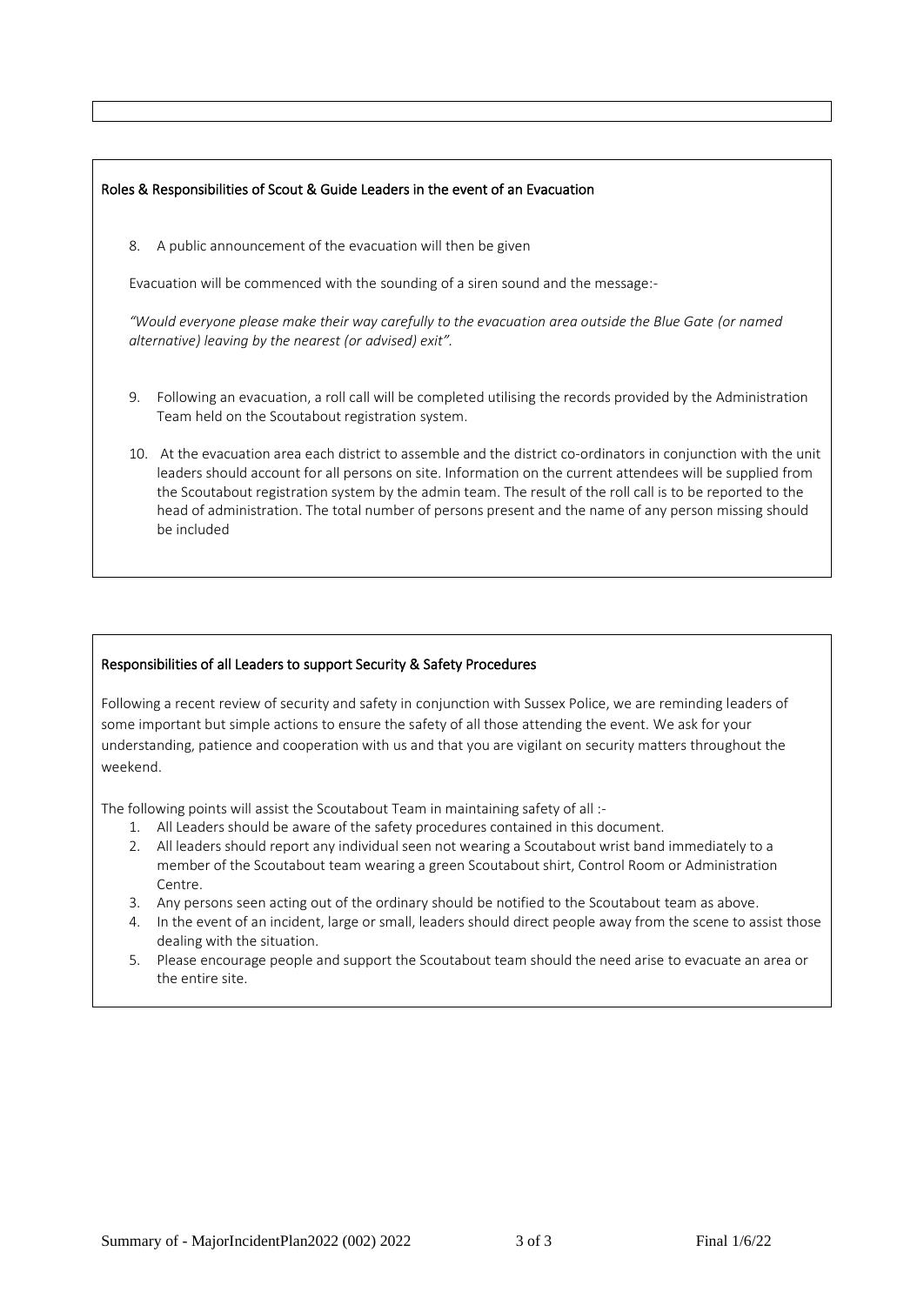## Roles & Responsibilities of Scout & Guide Leaders in the event of an Evacuation

8. A public announcement of the evacuation will then be given

Evacuation will be commenced with the sounding of a siren sound and the message:-

*"Would everyone please make their way carefully to the evacuation area outside the Blue Gate (or named alternative) leaving by the nearest (or advised) exit".*

9. Following an evacuation, a roll call will be completed utilising the records provided by the Administration Team held on the Scoutabout registration system.
10. At the evacuation area each district to assemble and the district co-ordinators in conjunction with the unit leaders should account for all persons on site. Information on the current attendees will be supplied from the Scoutabout registration system by the admin team. The result of the roll call is to be reported to the head of administration. The total number of persons present and the name of any person missing should be included

## Responsibilities of all Leaders to support Security & Safety Procedures

Following a recent review of security and safety in conjunction with Sussex Police, we are reminding leaders of some important but simple actions to ensure the safety of all those attending the event. We ask for your understanding, patience and cooperation with us and that you are vigilant on security matters throughout the weekend.

The following points will assist the Scoutabout Team in maintaining safety of all :-

1. All Leaders should be aware of the safety procedures contained in this document.
2. All leaders should report any individual seen not wearing a Scoutabout wrist band immediately to a member of the Scoutabout team wearing a green Scoutabout shirt, Control Room or Administration Centre.
3. Any persons seen acting out of the ordinary should be notified to the Scoutabout team as above.
4. In the event of an incident, large or small, leaders should direct people away from the scene to assist those dealing with the situation.
5. Please encourage people and support the Scoutabout team should the need arise to evacuate an area or the entire site.